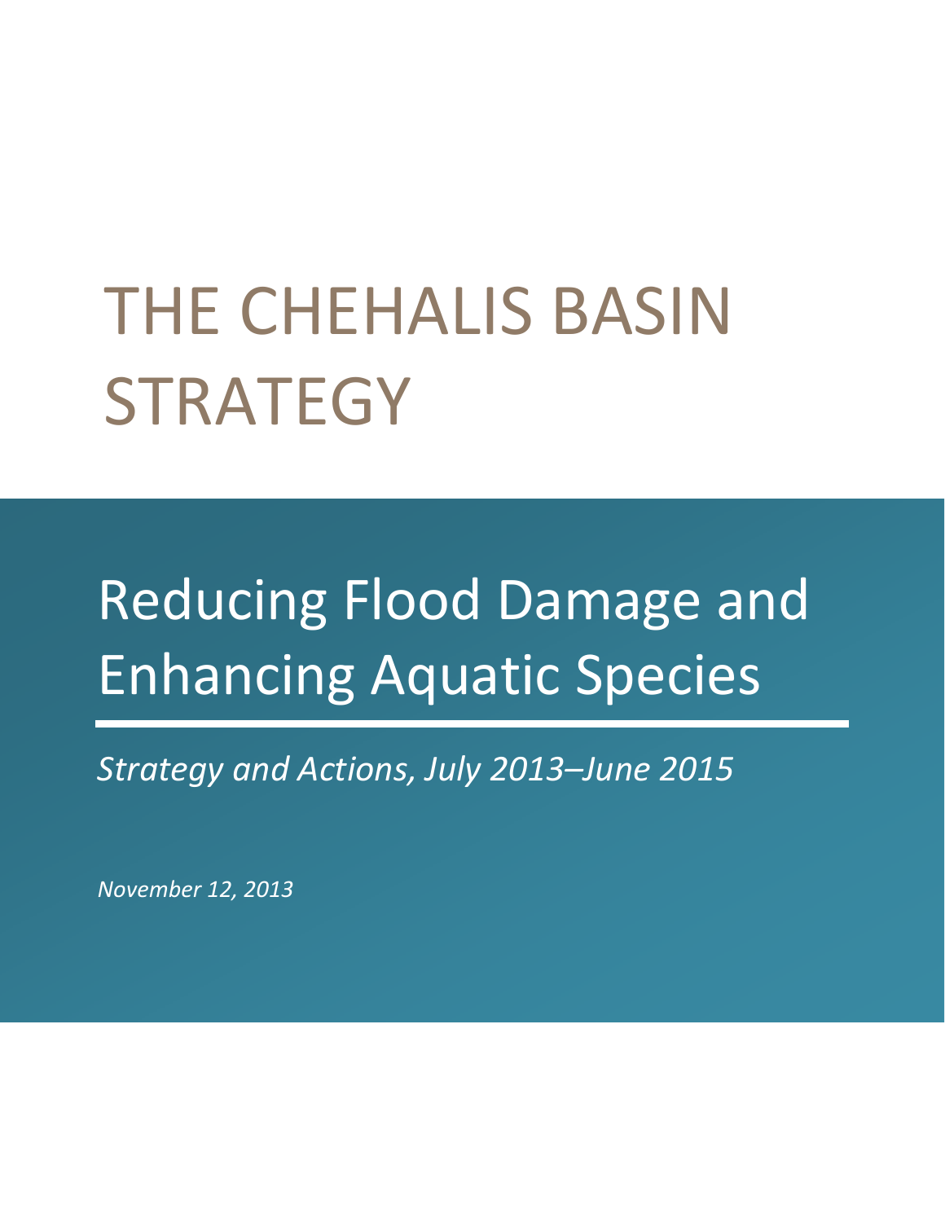# THE CHEHALIS BASIN STRATEGY

## Reducing Flood Damage and Enhancing Aquatic Species

*Strategy and Actions, July 2013–June 2015*

*November 12, 2013*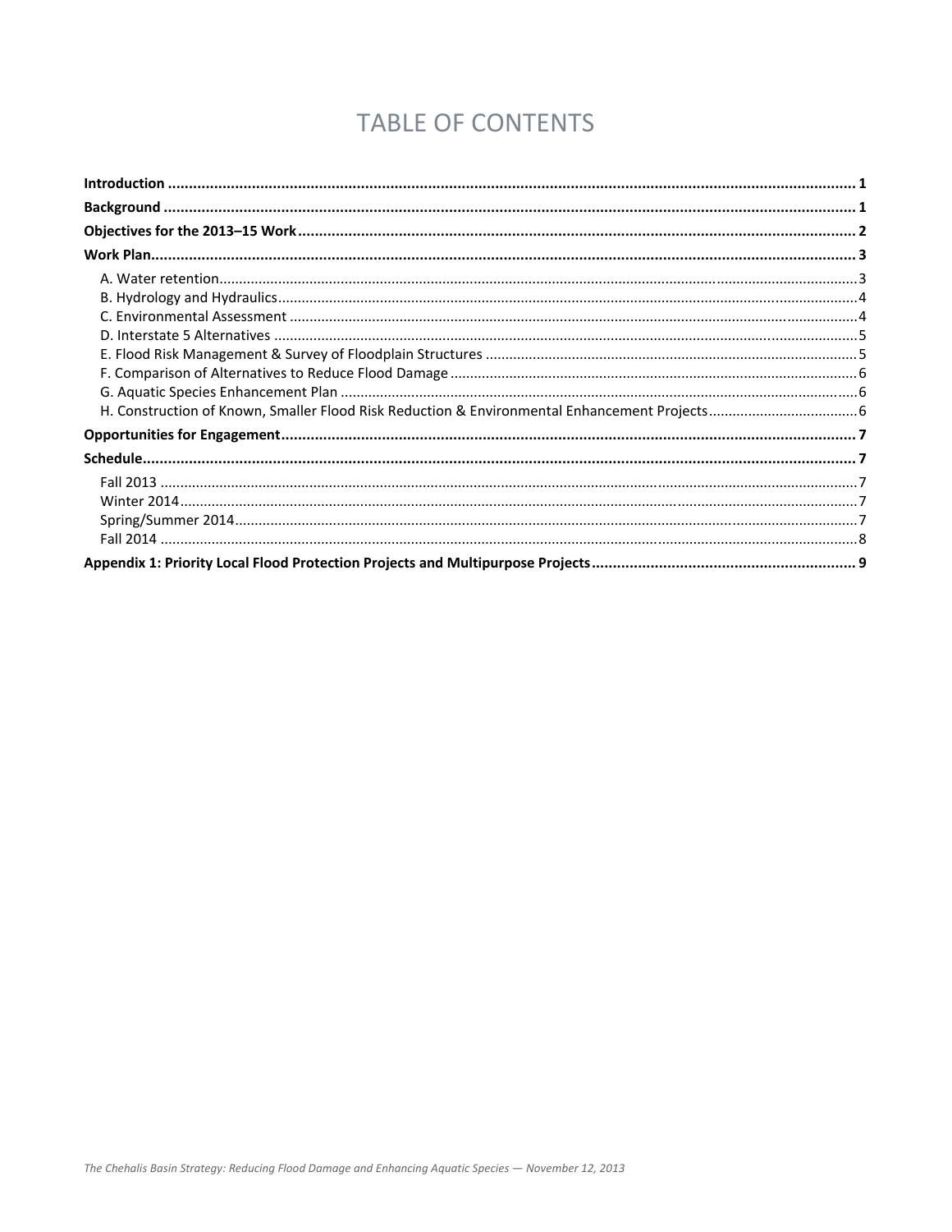# TABLE OF CONTENTS

**Introduction** ..... 1

**Background** ..... 1

**Objectives for the 2013–15 Work** ..... 2

**Work Plan** ..... 3

- A. Water retention ..... 3
- B. Hydrology and Hydraulics ..... 4
- C. Environmental Assessment ..... 4
- D. Interstate 5 Alternatives ..... 5
- E. Flood Risk Management & Survey of Floodplain Structures ..... 5
- F. Comparison of Alternatives to Reduce Flood Damage ..... 6
- G. Aquatic Species Enhancement Plan ..... 6
- H. Construction of Known, Smaller Flood Risk Reduction & Environmental Enhancement Projects ..... 6

**Opportunities for Engagement** ..... 7

**Schedule** ..... 7

- Fall 2013 ..... 7
- Winter 2014 ..... 7
- Spring/Summer 2014 ..... 7
- Fall 2014 ..... 8

**Appendix 1: Priority Local Flood Protection Projects and Multipurpose Projects** ..... 9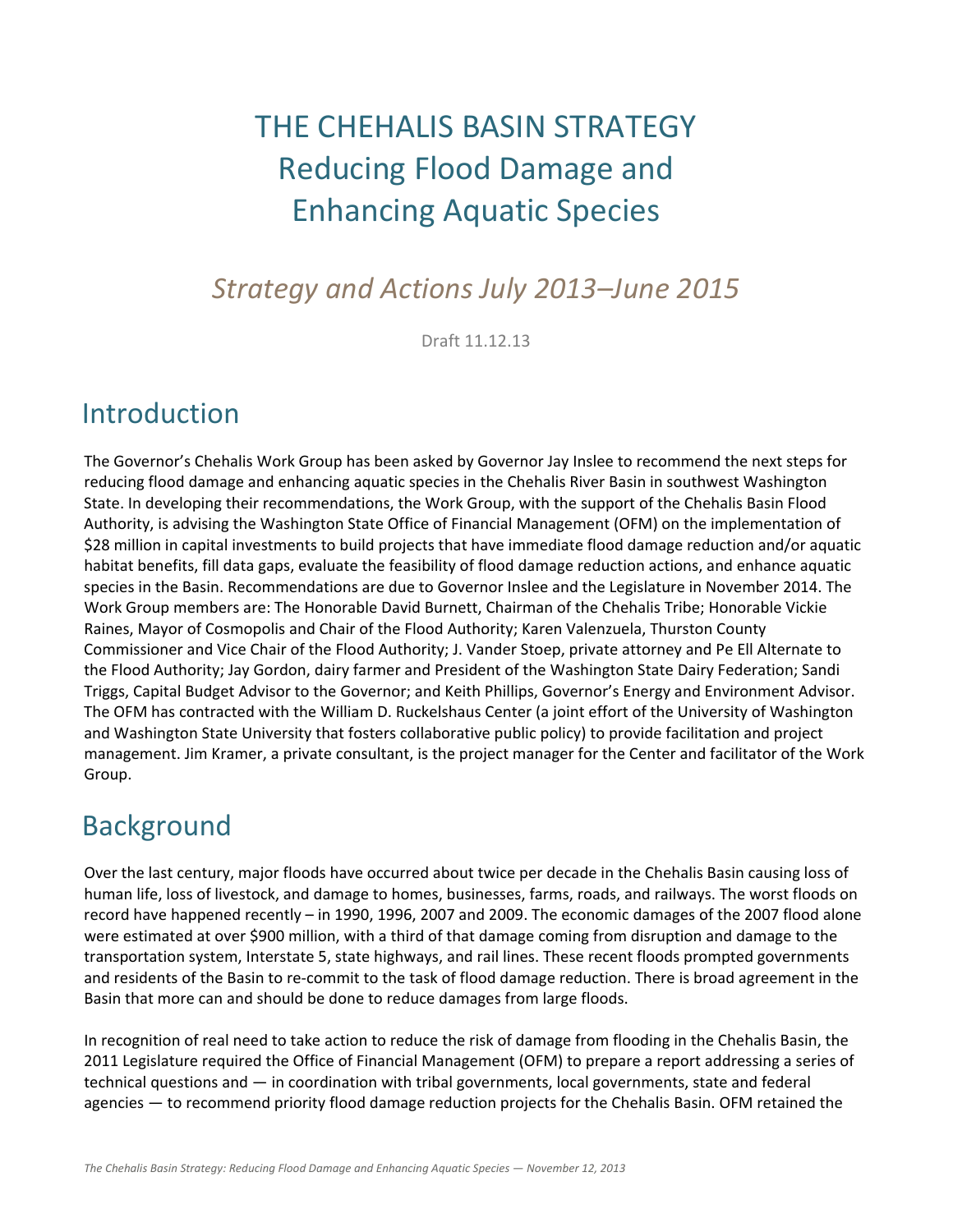# THE CHEHALIS BASIN STRATEGY
# Reducing Flood Damage and Enhancing Aquatic Species

## *Strategy and Actions July 2013–June 2015*

Draft 11.12.13

## Introduction

The Governor's Chehalis Work Group has been asked by Governor Jay Inslee to recommend the next steps for reducing flood damage and enhancing aquatic species in the Chehalis River Basin in southwest Washington State. In developing their recommendations, the Work Group, with the support of the Chehalis Basin Flood Authority, is advising the Washington State Office of Financial Management (OFM) on the implementation of $28 million in capital investments to build projects that have immediate flood damage reduction and/or aquatic habitat benefits, fill data gaps, evaluate the feasibility of flood damage reduction actions, and enhance aquatic species in the Basin. Recommendations are due to Governor Inslee and the Legislature in November 2014. The Work Group members are: The Honorable David Burnett, Chairman of the Chehalis Tribe; Honorable Vickie Raines, Mayor of Cosmopolis and Chair of the Flood Authority; Karen Valenzuela, Thurston County Commissioner and Vice Chair of the Flood Authority; J. Vander Stoep, private attorney and Pe Ell Alternate to the Flood Authority; Jay Gordon, dairy farmer and President of the Washington State Dairy Federation; Sandi Triggs, Capital Budget Advisor to the Governor; and Keith Phillips, Governor's Energy and Environment Advisor. The OFM has contracted with the William D. Ruckelshaus Center (a joint effort of the University of Washington and Washington State University that fosters collaborative public policy) to provide facilitation and project management. Jim Kramer, a private consultant, is the project manager for the Center and facilitator of the Work Group.

## Background

Over the last century, major floods have occurred about twice per decade in the Chehalis Basin causing loss of human life, loss of livestock, and damage to homes, businesses, farms, roads, and railways. The worst floods on record have happened recently – in 1990, 1996, 2007 and 2009. The economic damages of the 2007 flood alone were estimated at over $900 million, with a third of that damage coming from disruption and damage to the transportation system, Interstate 5, state highways, and rail lines. These recent floods prompted governments and residents of the Basin to re-commit to the task of flood damage reduction. There is broad agreement in the Basin that more can and should be done to reduce damages from large floods.

In recognition of real need to take action to reduce the risk of damage from flooding in the Chehalis Basin, the 2011 Legislature required the Office of Financial Management (OFM) to prepare a report addressing a series of technical questions and — in coordination with tribal governments, local governments, state and federal agencies — to recommend priority flood damage reduction projects for the Chehalis Basin. OFM retained the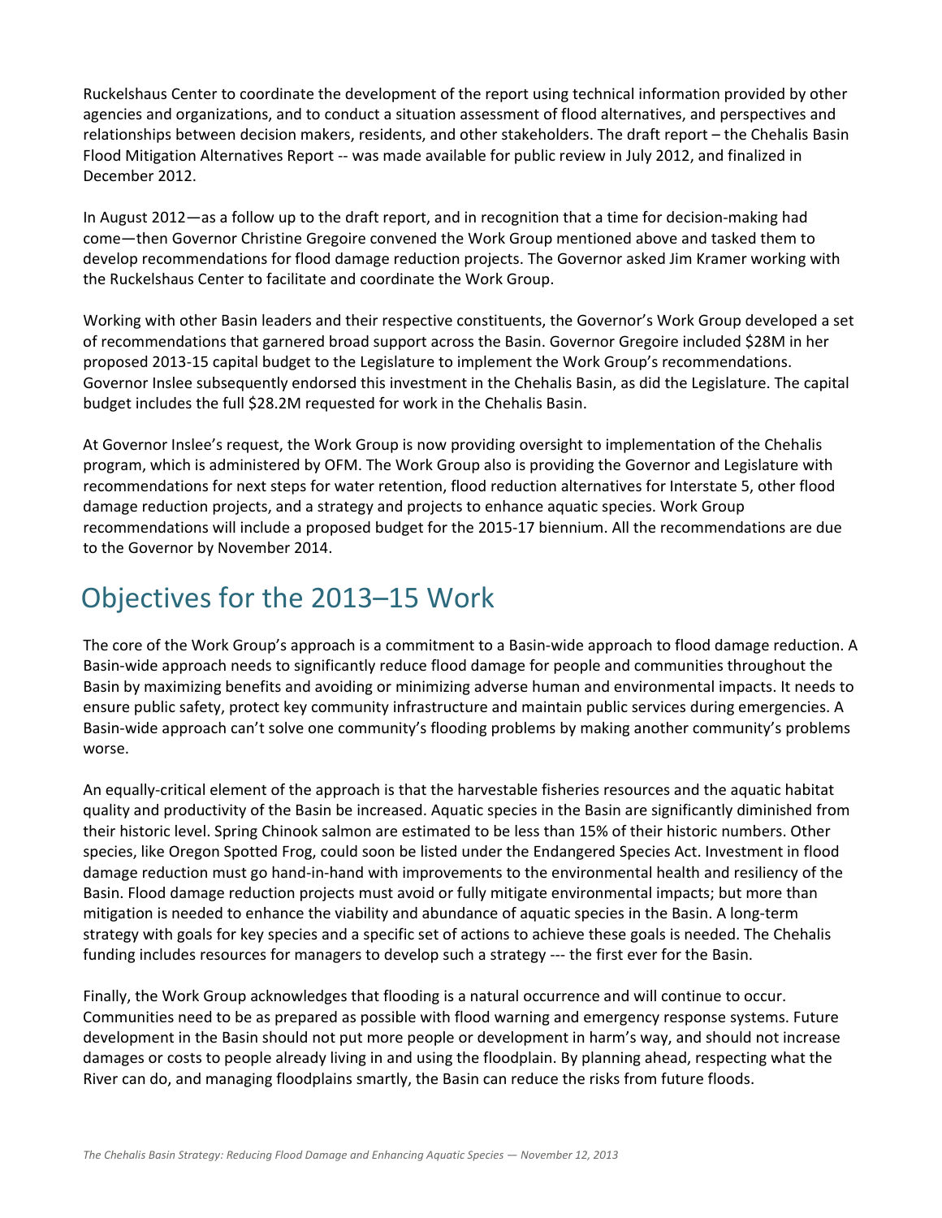Ruckelshaus Center to coordinate the development of the report using technical information provided by other agencies and organizations, and to conduct a situation assessment of flood alternatives, and perspectives and relationships between decision makers, residents, and other stakeholders. The draft report – the Chehalis Basin Flood Mitigation Alternatives Report -- was made available for public review in July 2012, and finalized in December 2012.

In August 2012—as a follow up to the draft report, and in recognition that a time for decision-making had come—then Governor Christine Gregoire convened the Work Group mentioned above and tasked them to develop recommendations for flood damage reduction projects. The Governor asked Jim Kramer working with the Ruckelshaus Center to facilitate and coordinate the Work Group.

Working with other Basin leaders and their respective constituents, the Governor's Work Group developed a set of recommendations that garnered broad support across the Basin. Governor Gregoire included $28M in her proposed 2013-15 capital budget to the Legislature to implement the Work Group's recommendations. Governor Inslee subsequently endorsed this investment in the Chehalis Basin, as did the Legislature. The capital budget includes the full $28.2M requested for work in the Chehalis Basin.

At Governor Inslee's request, the Work Group is now providing oversight to implementation of the Chehalis program, which is administered by OFM. The Work Group also is providing the Governor and Legislature with recommendations for next steps for water retention, flood reduction alternatives for Interstate 5, other flood damage reduction projects, and a strategy and projects to enhance aquatic species. Work Group recommendations will include a proposed budget for the 2015-17 biennium. All the recommendations are due to the Governor by November 2014.

# Objectives for the 2013–15 Work

The core of the Work Group's approach is a commitment to a Basin-wide approach to flood damage reduction. A Basin-wide approach needs to significantly reduce flood damage for people and communities throughout the Basin by maximizing benefits and avoiding or minimizing adverse human and environmental impacts. It needs to ensure public safety, protect key community infrastructure and maintain public services during emergencies. A Basin-wide approach can't solve one community's flooding problems by making another community's problems worse.

An equally-critical element of the approach is that the harvestable fisheries resources and the aquatic habitat quality and productivity of the Basin be increased. Aquatic species in the Basin are significantly diminished from their historic level. Spring Chinook salmon are estimated to be less than 15% of their historic numbers. Other species, like Oregon Spotted Frog, could soon be listed under the Endangered Species Act. Investment in flood damage reduction must go hand-in-hand with improvements to the environmental health and resiliency of the Basin. Flood damage reduction projects must avoid or fully mitigate environmental impacts; but more than mitigation is needed to enhance the viability and abundance of aquatic species in the Basin. A long-term strategy with goals for key species and a specific set of actions to achieve these goals is needed. The Chehalis funding includes resources for managers to develop such a strategy --- the first ever for the Basin.

Finally, the Work Group acknowledges that flooding is a natural occurrence and will continue to occur. Communities need to be as prepared as possible with flood warning and emergency response systems. Future development in the Basin should not put more people or development in harm's way, and should not increase damages or costs to people already living in and using the floodplain. By planning ahead, respecting what the River can do, and managing floodplains smartly, the Basin can reduce the risks from future floods.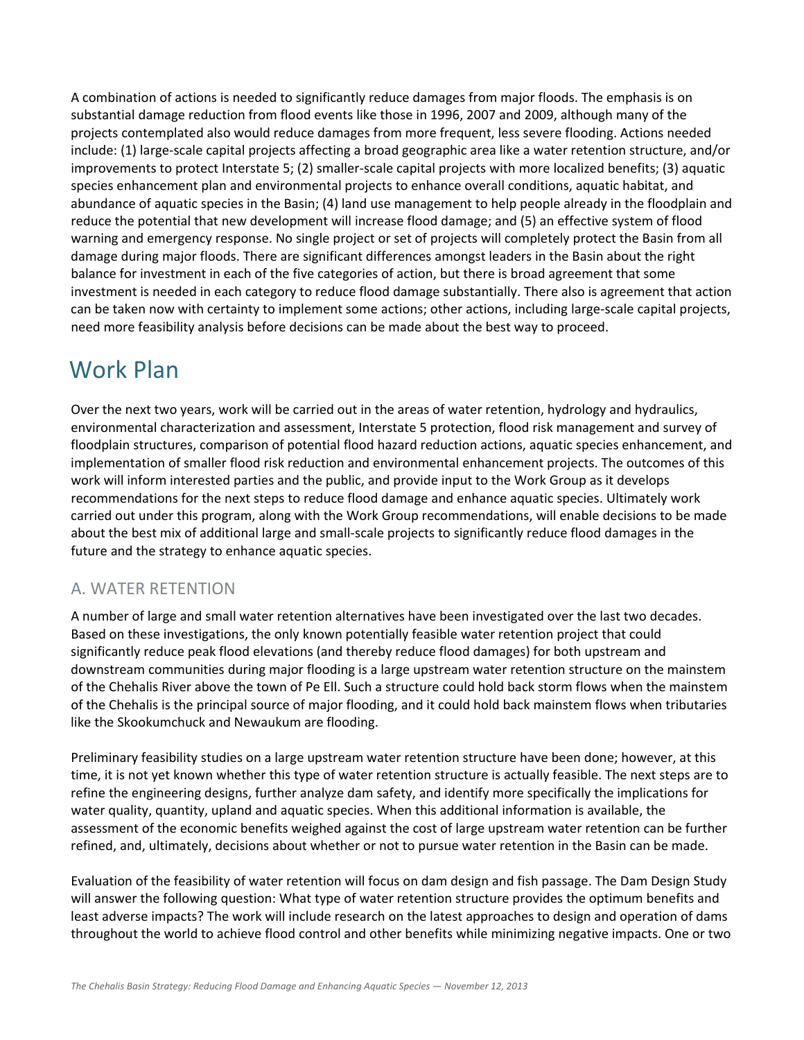A combination of actions is needed to significantly reduce damages from major floods. The emphasis is on substantial damage reduction from flood events like those in 1996, 2007 and 2009, although many of the projects contemplated also would reduce damages from more frequent, less severe flooding. Actions needed include: (1) large-scale capital projects affecting a broad geographic area like a water retention structure, and/or improvements to protect Interstate 5; (2) smaller-scale capital projects with more localized benefits; (3) aquatic species enhancement plan and environmental projects to enhance overall conditions, aquatic habitat, and abundance of aquatic species in the Basin; (4) land use management to help people already in the floodplain and reduce the potential that new development will increase flood damage; and (5) an effective system of flood warning and emergency response. No single project or set of projects will completely protect the Basin from all damage during major floods. There are significant differences amongst leaders in the Basin about the right balance for investment in each of the five categories of action, but there is broad agreement that some investment is needed in each category to reduce flood damage substantially. There also is agreement that action can be taken now with certainty to implement some actions; other actions, including large-scale capital projects, need more feasibility analysis before decisions can be made about the best way to proceed.

# Work Plan

Over the next two years, work will be carried out in the areas of water retention, hydrology and hydraulics, environmental characterization and assessment, Interstate 5 protection, flood risk management and survey of floodplain structures, comparison of potential flood hazard reduction actions, aquatic species enhancement, and implementation of smaller flood risk reduction and environmental enhancement projects. The outcomes of this work will inform interested parties and the public, and provide input to the Work Group as it develops recommendations for the next steps to reduce flood damage and enhance aquatic species. Ultimately work carried out under this program, along with the Work Group recommendations, will enable decisions to be made about the best mix of additional large and small-scale projects to significantly reduce flood damages in the future and the strategy to enhance aquatic species.

## A. WATER RETENTION

A number of large and small water retention alternatives have been investigated over the last two decades. Based on these investigations, the only known potentially feasible water retention project that could significantly reduce peak flood elevations (and thereby reduce flood damages) for both upstream and downstream communities during major flooding is a large upstream water retention structure on the mainstem of the Chehalis River above the town of Pe Ell. Such a structure could hold back storm flows when the mainstem of the Chehalis is the principal source of major flooding, and it could hold back mainstem flows when tributaries like the Skookumchuck and Newaukum are flooding.

Preliminary feasibility studies on a large upstream water retention structure have been done; however, at this time, it is not yet known whether this type of water retention structure is actually feasible. The next steps are to refine the engineering designs, further analyze dam safety, and identify more specifically the implications for water quality, quantity, upland and aquatic species. When this additional information is available, the assessment of the economic benefits weighed against the cost of large upstream water retention can be further refined, and, ultimately, decisions about whether or not to pursue water retention in the Basin can be made.

Evaluation of the feasibility of water retention will focus on dam design and fish passage. The Dam Design Study will answer the following question: What type of water retention structure provides the optimum benefits and least adverse impacts? The work will include research on the latest approaches to design and operation of dams throughout the world to achieve flood control and other benefits while minimizing negative impacts. One or two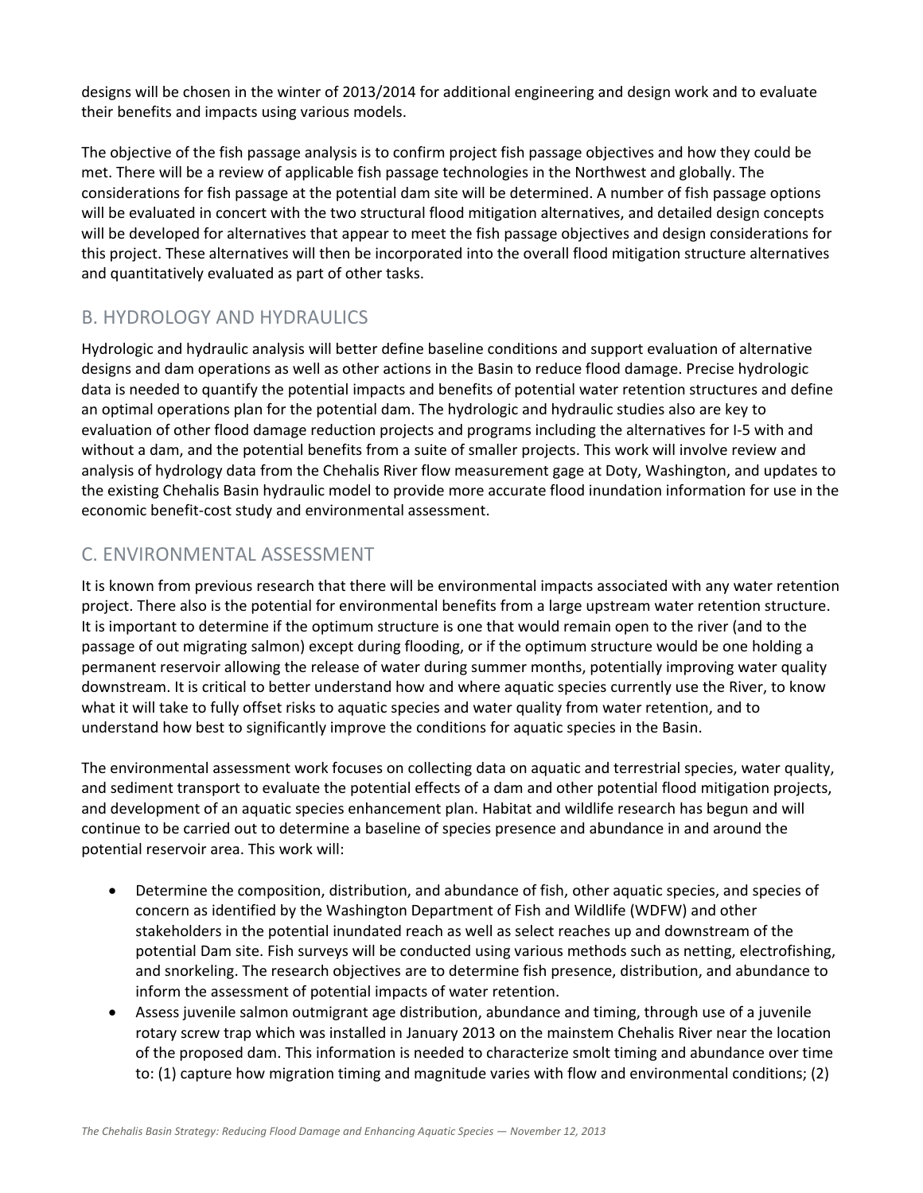designs will be chosen in the winter of 2013/2014 for additional engineering and design work and to evaluate their benefits and impacts using various models.

The objective of the fish passage analysis is to confirm project fish passage objectives and how they could be met. There will be a review of applicable fish passage technologies in the Northwest and globally. The considerations for fish passage at the potential dam site will be determined. A number of fish passage options will be evaluated in concert with the two structural flood mitigation alternatives, and detailed design concepts will be developed for alternatives that appear to meet the fish passage objectives and design considerations for this project. These alternatives will then be incorporated into the overall flood mitigation structure alternatives and quantitatively evaluated as part of other tasks.

## B. HYDROLOGY AND HYDRAULICS

Hydrologic and hydraulic analysis will better define baseline conditions and support evaluation of alternative designs and dam operations as well as other actions in the Basin to reduce flood damage. Precise hydrologic data is needed to quantify the potential impacts and benefits of potential water retention structures and define an optimal operations plan for the potential dam. The hydrologic and hydraulic studies also are key to evaluation of other flood damage reduction projects and programs including the alternatives for I-5 with and without a dam, and the potential benefits from a suite of smaller projects. This work will involve review and analysis of hydrology data from the Chehalis River flow measurement gage at Doty, Washington, and updates to the existing Chehalis Basin hydraulic model to provide more accurate flood inundation information for use in the economic benefit-cost study and environmental assessment.

## C. ENVIRONMENTAL ASSESSMENT

It is known from previous research that there will be environmental impacts associated with any water retention project. There also is the potential for environmental benefits from a large upstream water retention structure. It is important to determine if the optimum structure is one that would remain open to the river (and to the passage of out migrating salmon) except during flooding, or if the optimum structure would be one holding a permanent reservoir allowing the release of water during summer months, potentially improving water quality downstream. It is critical to better understand how and where aquatic species currently use the River, to know what it will take to fully offset risks to aquatic species and water quality from water retention, and to understand how best to significantly improve the conditions for aquatic species in the Basin.

The environmental assessment work focuses on collecting data on aquatic and terrestrial species, water quality, and sediment transport to evaluate the potential effects of a dam and other potential flood mitigation projects, and development of an aquatic species enhancement plan. Habitat and wildlife research has begun and will continue to be carried out to determine a baseline of species presence and abundance in and around the potential reservoir area. This work will:

- Determine the composition, distribution, and abundance of fish, other aquatic species, and species of concern as identified by the Washington Department of Fish and Wildlife (WDFW) and other stakeholders in the potential inundated reach as well as select reaches up and downstream of the potential Dam site. Fish surveys will be conducted using various methods such as netting, electrofishing, and snorkeling. The research objectives are to determine fish presence, distribution, and abundance to inform the assessment of potential impacts of water retention.
- Assess juvenile salmon outmigrant age distribution, abundance and timing, through use of a juvenile rotary screw trap which was installed in January 2013 on the mainstem Chehalis River near the location of the proposed dam. This information is needed to characterize smolt timing and abundance over time to: (1) capture how migration timing and magnitude varies with flow and environmental conditions; (2)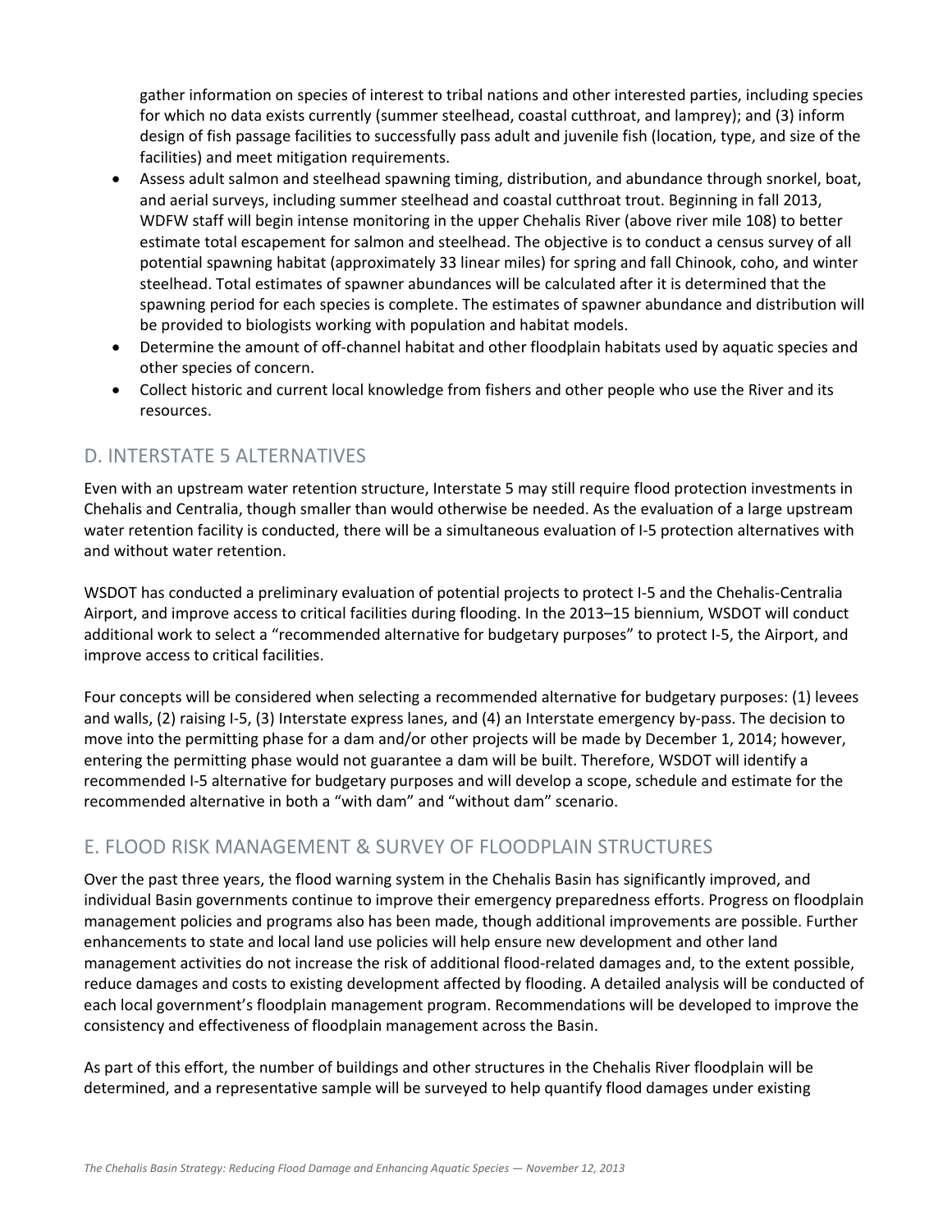gather information on species of interest to tribal nations and other interested parties, including species for which no data exists currently (summer steelhead, coastal cutthroat, and lamprey); and (3) inform design of fish passage facilities to successfully pass adult and juvenile fish (location, type, and size of the facilities) and meet mitigation requirements.

- Assess adult salmon and steelhead spawning timing, distribution, and abundance through snorkel, boat, and aerial surveys, including summer steelhead and coastal cutthroat trout. Beginning in fall 2013, WDFW staff will begin intense monitoring in the upper Chehalis River (above river mile 108) to better estimate total escapement for salmon and steelhead. The objective is to conduct a census survey of all potential spawning habitat (approximately 33 linear miles) for spring and fall Chinook, coho, and winter steelhead. Total estimates of spawner abundances will be calculated after it is determined that the spawning period for each species is complete. The estimates of spawner abundance and distribution will be provided to biologists working with population and habitat models.
- Determine the amount of off-channel habitat and other floodplain habitats used by aquatic species and other species of concern.
- Collect historic and current local knowledge from fishers and other people who use the River and its resources.

## D. INTERSTATE 5 ALTERNATIVES

Even with an upstream water retention structure, Interstate 5 may still require flood protection investments in Chehalis and Centralia, though smaller than would otherwise be needed. As the evaluation of a large upstream water retention facility is conducted, there will be a simultaneous evaluation of I-5 protection alternatives with and without water retention.

WSDOT has conducted a preliminary evaluation of potential projects to protect I-5 and the Chehalis-Centralia Airport, and improve access to critical facilities during flooding. In the 2013–15 biennium, WSDOT will conduct additional work to select a "recommended alternative for budgetary purposes" to protect I-5, the Airport, and improve access to critical facilities.

Four concepts will be considered when selecting a recommended alternative for budgetary purposes: (1) levees and walls, (2) raising I-5, (3) Interstate express lanes, and (4) an Interstate emergency by-pass. The decision to move into the permitting phase for a dam and/or other projects will be made by December 1, 2014; however, entering the permitting phase would not guarantee a dam will be built. Therefore, WSDOT will identify a recommended I-5 alternative for budgetary purposes and will develop a scope, schedule and estimate for the recommended alternative in both a "with dam" and "without dam" scenario.

## E. FLOOD RISK MANAGEMENT & SURVEY OF FLOODPLAIN STRUCTURES

Over the past three years, the flood warning system in the Chehalis Basin has significantly improved, and individual Basin governments continue to improve their emergency preparedness efforts. Progress on floodplain management policies and programs also has been made, though additional improvements are possible. Further enhancements to state and local land use policies will help ensure new development and other land management activities do not increase the risk of additional flood-related damages and, to the extent possible, reduce damages and costs to existing development affected by flooding. A detailed analysis will be conducted of each local government's floodplain management program. Recommendations will be developed to improve the consistency and effectiveness of floodplain management across the Basin.

As part of this effort, the number of buildings and other structures in the Chehalis River floodplain will be determined, and a representative sample will be surveyed to help quantify flood damages under existing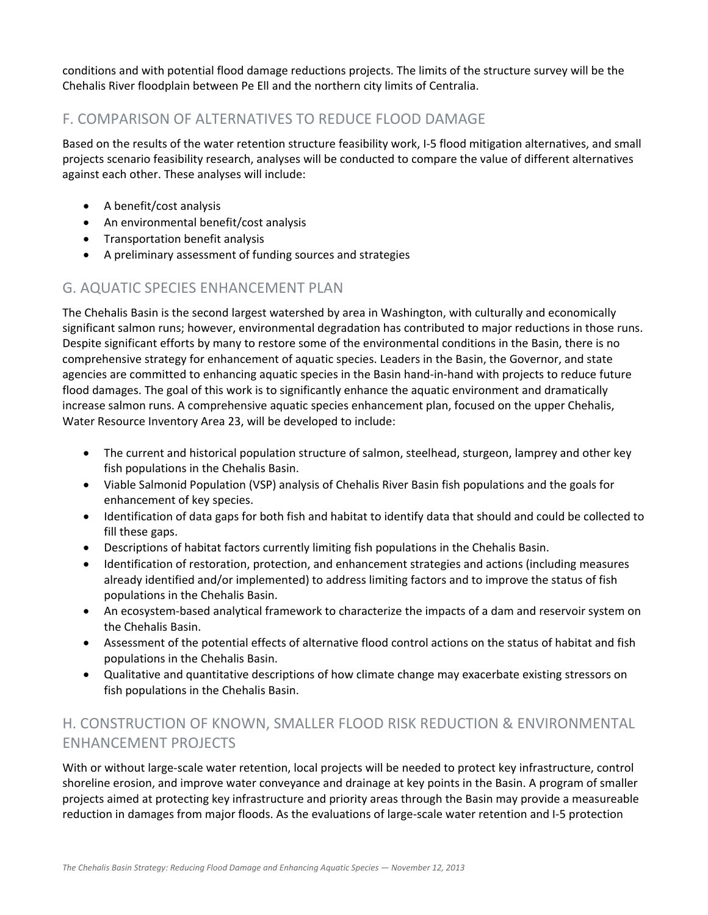conditions and with potential flood damage reductions projects. The limits of the structure survey will be the Chehalis River floodplain between Pe Ell and the northern city limits of Centralia.

## F. COMPARISON OF ALTERNATIVES TO REDUCE FLOOD DAMAGE

Based on the results of the water retention structure feasibility work, I-5 flood mitigation alternatives, and small projects scenario feasibility research, analyses will be conducted to compare the value of different alternatives against each other. These analyses will include:

- A benefit/cost analysis
- An environmental benefit/cost analysis
- Transportation benefit analysis
- A preliminary assessment of funding sources and strategies

## G. AQUATIC SPECIES ENHANCEMENT PLAN

The Chehalis Basin is the second largest watershed by area in Washington, with culturally and economically significant salmon runs; however, environmental degradation has contributed to major reductions in those runs. Despite significant efforts by many to restore some of the environmental conditions in the Basin, there is no comprehensive strategy for enhancement of aquatic species. Leaders in the Basin, the Governor, and state agencies are committed to enhancing aquatic species in the Basin hand-in-hand with projects to reduce future flood damages. The goal of this work is to significantly enhance the aquatic environment and dramatically increase salmon runs. A comprehensive aquatic species enhancement plan, focused on the upper Chehalis, Water Resource Inventory Area 23, will be developed to include:

- The current and historical population structure of salmon, steelhead, sturgeon, lamprey and other key fish populations in the Chehalis Basin.
- Viable Salmonid Population (VSP) analysis of Chehalis River Basin fish populations and the goals for enhancement of key species.
- Identification of data gaps for both fish and habitat to identify data that should and could be collected to fill these gaps.
- Descriptions of habitat factors currently limiting fish populations in the Chehalis Basin.
- Identification of restoration, protection, and enhancement strategies and actions (including measures already identified and/or implemented) to address limiting factors and to improve the status of fish populations in the Chehalis Basin.
- An ecosystem-based analytical framework to characterize the impacts of a dam and reservoir system on the Chehalis Basin.
- Assessment of the potential effects of alternative flood control actions on the status of habitat and fish populations in the Chehalis Basin.
- Qualitative and quantitative descriptions of how climate change may exacerbate existing stressors on fish populations in the Chehalis Basin.

## H. CONSTRUCTION OF KNOWN, SMALLER FLOOD RISK REDUCTION & ENVIRONMENTAL ENHANCEMENT PROJECTS

With or without large-scale water retention, local projects will be needed to protect key infrastructure, control shoreline erosion, and improve water conveyance and drainage at key points in the Basin. A program of smaller projects aimed at protecting key infrastructure and priority areas through the Basin may provide a measureable reduction in damages from major floods. As the evaluations of large-scale water retention and I-5 protection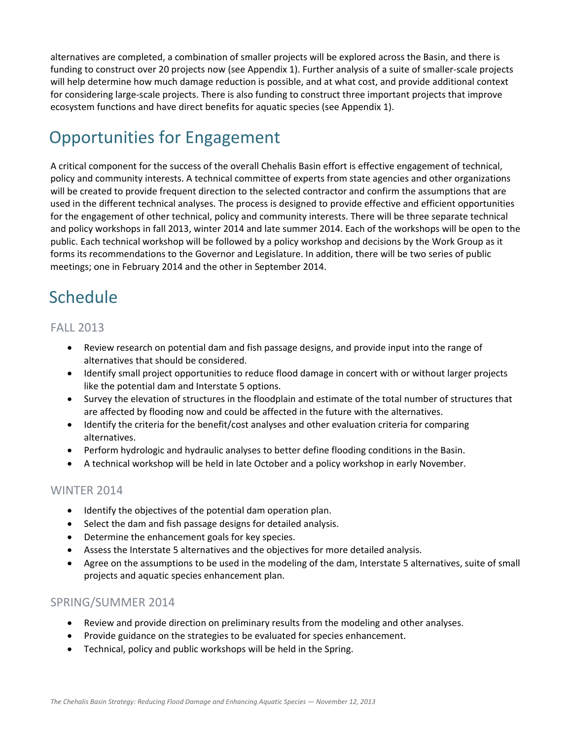alternatives are completed, a combination of smaller projects will be explored across the Basin, and there is funding to construct over 20 projects now (see Appendix 1). Further analysis of a suite of smaller-scale projects will help determine how much damage reduction is possible, and at what cost, and provide additional context for considering large-scale projects. There is also funding to construct three important projects that improve ecosystem functions and have direct benefits for aquatic species (see Appendix 1).

## Opportunities for Engagement

A critical component for the success of the overall Chehalis Basin effort is effective engagement of technical, policy and community interests. A technical committee of experts from state agencies and other organizations will be created to provide frequent direction to the selected contractor and confirm the assumptions that are used in the different technical analyses. The process is designed to provide effective and efficient opportunities for the engagement of other technical, policy and community interests. There will be three separate technical and policy workshops in fall 2013, winter 2014 and late summer 2014. Each of the workshops will be open to the public. Each technical workshop will be followed by a policy workshop and decisions by the Work Group as it forms its recommendations to the Governor and Legislature. In addition, there will be two series of public meetings; one in February 2014 and the other in September 2014.

## Schedule

### FALL 2013

- Review research on potential dam and fish passage designs, and provide input into the range of alternatives that should be considered.
- Identify small project opportunities to reduce flood damage in concert with or without larger projects like the potential dam and Interstate 5 options.
- Survey the elevation of structures in the floodplain and estimate of the total number of structures that are affected by flooding now and could be affected in the future with the alternatives.
- Identify the criteria for the benefit/cost analyses and other evaluation criteria for comparing alternatives.
- Perform hydrologic and hydraulic analyses to better define flooding conditions in the Basin.
- A technical workshop will be held in late October and a policy workshop in early November.

### WINTER 2014

- Identify the objectives of the potential dam operation plan.
- Select the dam and fish passage designs for detailed analysis.
- Determine the enhancement goals for key species.
- Assess the Interstate 5 alternatives and the objectives for more detailed analysis.
- Agree on the assumptions to be used in the modeling of the dam, Interstate 5 alternatives, suite of small projects and aquatic species enhancement plan.

### SPRING/SUMMER 2014

- Review and provide direction on preliminary results from the modeling and other analyses.
- Provide guidance on the strategies to be evaluated for species enhancement.
- Technical, policy and public workshops will be held in the Spring.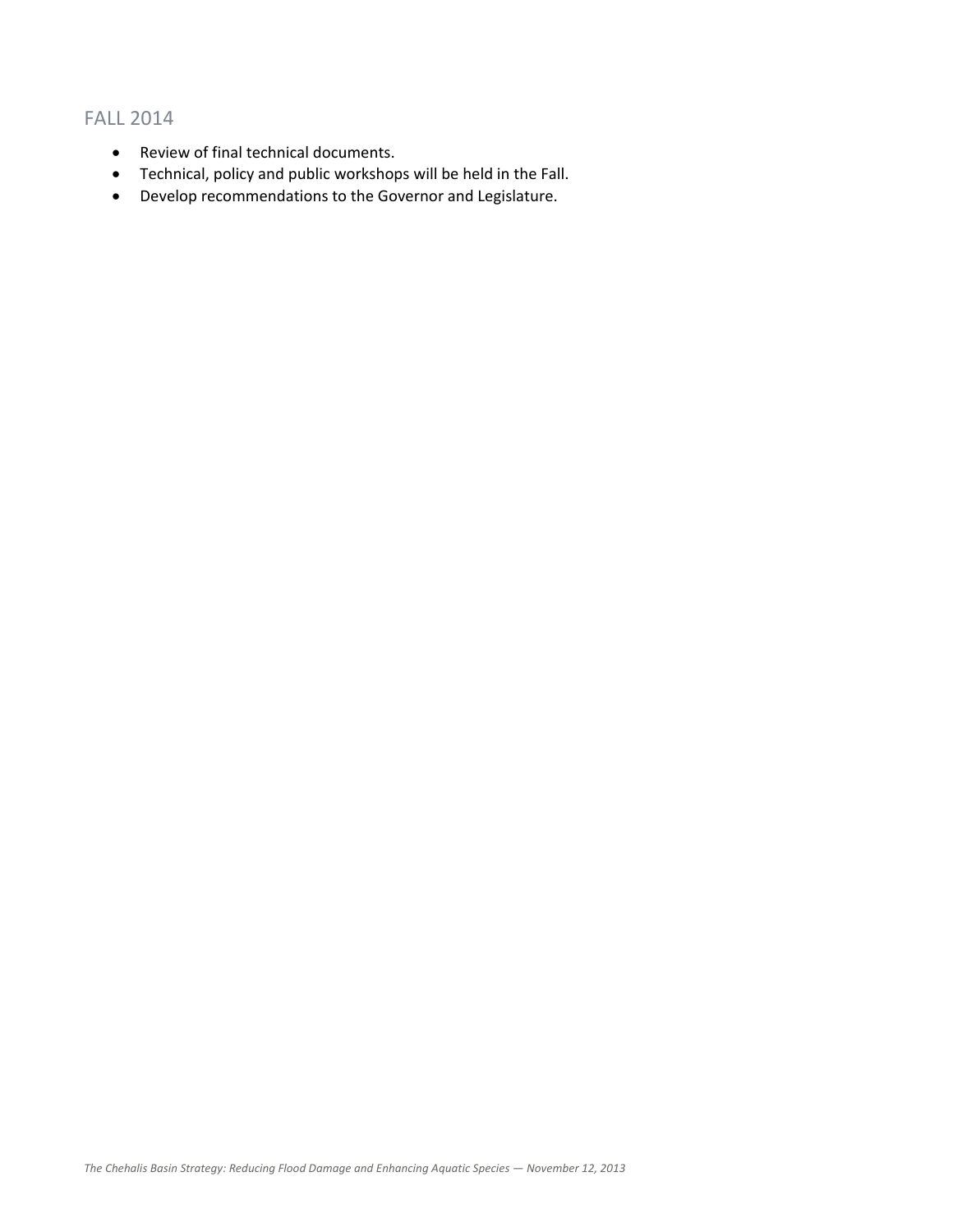## FALL 2014

- Review of final technical documents.
- Technical, policy and public workshops will be held in the Fall.
- Develop recommendations to the Governor and Legislature.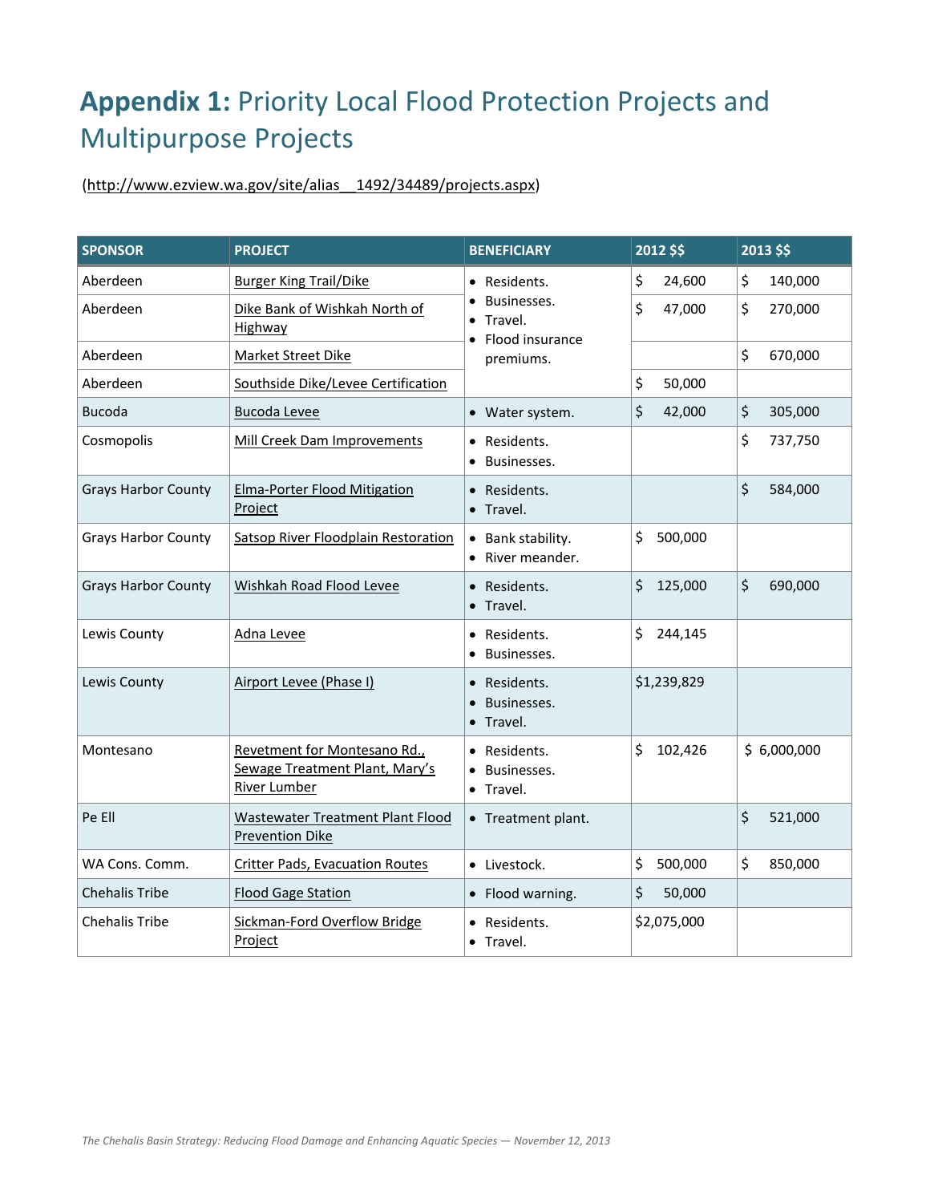# **Appendix 1:** Priority Local Flood Protection Projects and Multipurpose Projects

(http://www.ezview.wa.gov/site/alias__1492/34489/projects.aspx)

| SPONSOR | PROJECT | BENEFICIARY | 2012 $$ | 2013 $$ |
|---|---|---|---|---|
| Aberdeen | Burger King Trail/Dike | • Residents.<br>• Businesses.<br>• Travel.<br>• Flood insurance premiums. | $ 24,600 | $ 140,000 |
| Aberdeen | Dike Bank of Wishkah North of Highway | | $ 47,000 | $ 270,000 |
| Aberdeen | Market Street Dike | | | $ 670,000 |
| Aberdeen | Southside Dike/Levee Certification | | $ 50,000 | |
| Bucoda | Bucoda Levee | • Water system. | $ 42,000 | $ 305,000 |
| Cosmopolis | Mill Creek Dam Improvements | • Residents.<br>• Businesses. | | $ 737,750 |
| Grays Harbor County | Elma-Porter Flood Mitigation Project | • Residents.<br>• Travel. | | $ 584,000 |
| Grays Harbor County | Satsop River Floodplain Restoration | • Bank stability.<br>• River meander. | $ 500,000 | |
| Grays Harbor County | Wishkah Road Flood Levee | • Residents.<br>• Travel. | $ 125,000 | $ 690,000 |
| Lewis County | Adna Levee | • Residents.<br>• Businesses. | $ 244,145 | |
| Lewis County | Airport Levee (Phase I) | • Residents.<br>• Businesses.<br>• Travel. | $1,239,829 | |
| Montesano | Revetment for Montesano Rd., Sewage Treatment Plant, Mary's River Lumber | • Residents.<br>• Businesses.<br>• Travel. | $ 102,426 | $ 6,000,000 |
| Pe Ell | Wastewater Treatment Plant Flood Prevention Dike | • Treatment plant. | | $ 521,000 |
| WA Cons. Comm. | Critter Pads, Evacuation Routes | • Livestock. | $ 500,000 | $ 850,000 |
| Chehalis Tribe | Flood Gage Station | • Flood warning. | $ 50,000 | |
| Chehalis Tribe | Sickman-Ford Overflow Bridge Project | • Residents.<br>• Travel. | $2,075,000 | |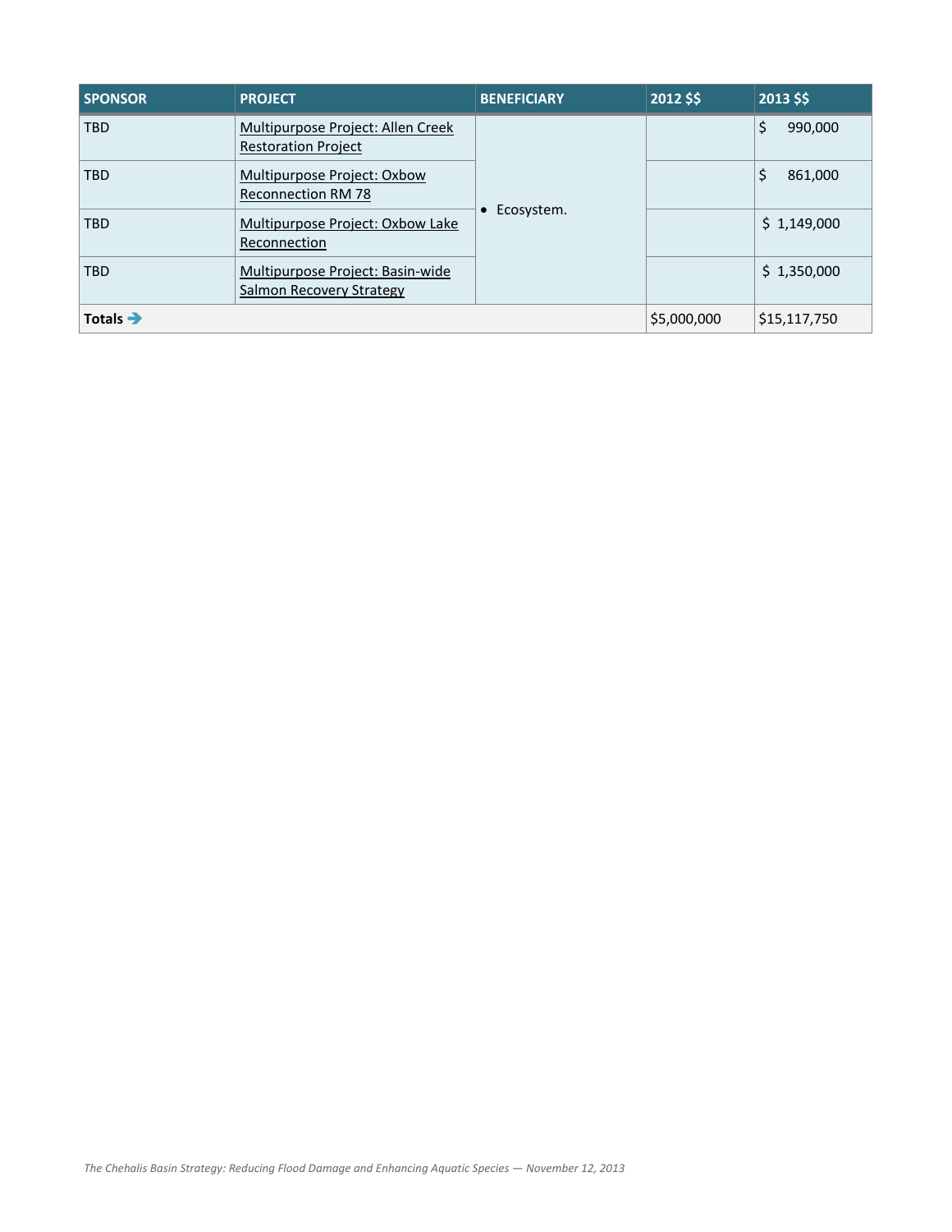| SPONSOR | PROJECT | BENEFICIARY | 2012 $$ | 2013 $$ |
| --- | --- | --- | --- | --- |
| TBD | Multipurpose Project: Allen Creek Restoration Project | • Ecosystem. | | $ 990,000 |
| TBD | Multipurpose Project: Oxbow Reconnection RM 78 | | | $ 861,000 |
| TBD | Multipurpose Project: Oxbow Lake Reconnection | | | $ 1,149,000 |
| TBD | Multipurpose Project: Basin-wide Salmon Recovery Strategy | | | $ 1,350,000 |
| **Totals** ➔ | | | $5,000,000 | $15,117,750 |